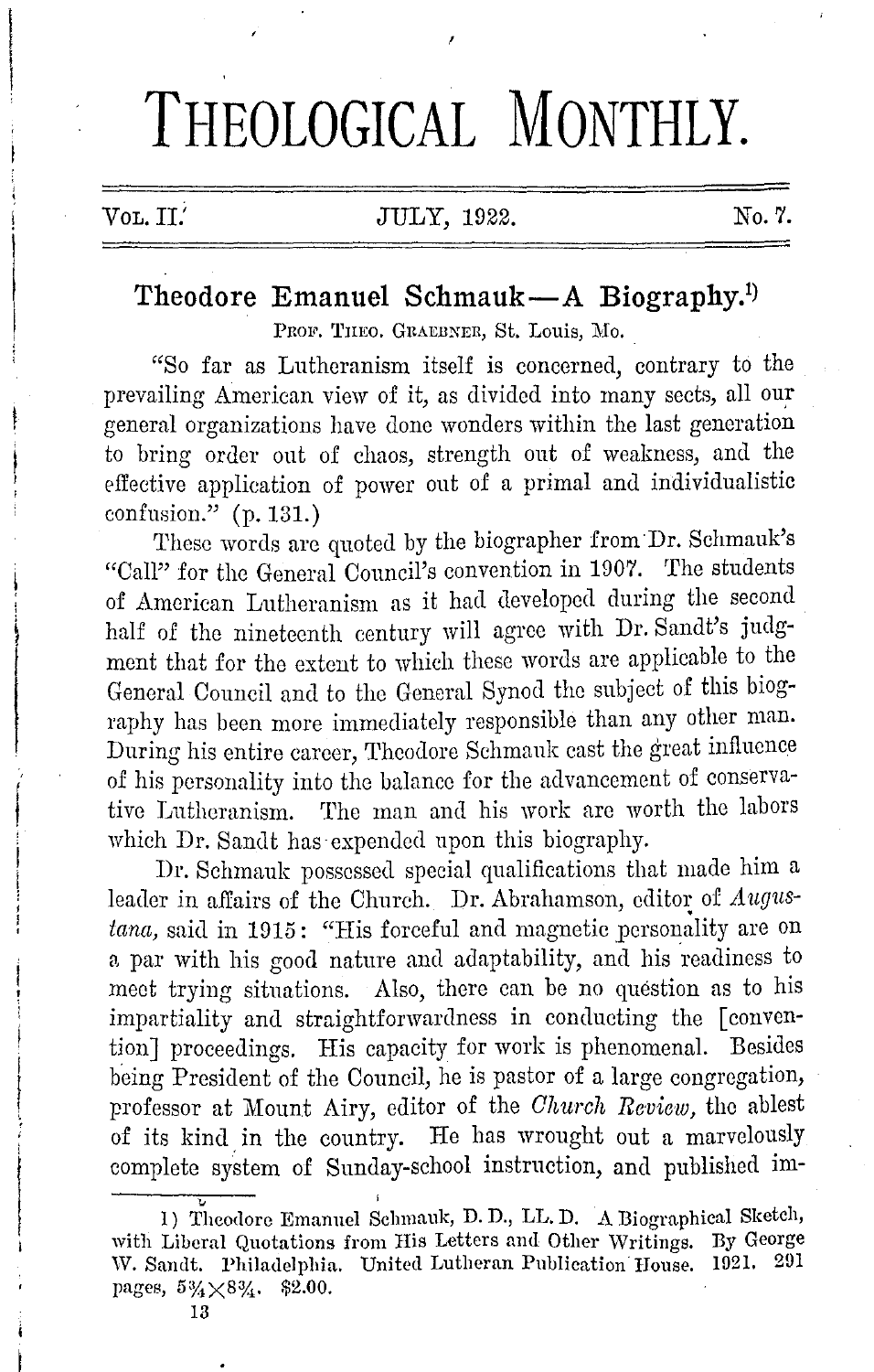# THEOLOGICAL MONTHLY.

Vol. II. JULY, 1922. No. 7.

## Theodore Emanuel Schmauk—A Biography.[1]

PROF. THEO. GRAEBNER, St. Louis, Mo.

"So far as Lutheranism itself is concerned, contrary to the prevailing American view of it, as divided into many sects, all our general organizations have done wonders within the last generation to bring order out of chaos, strength out of weakness, and the effective application of power out of a primal and individualistic confusion." (p. 131.)

These words are quoted by the biographer from Dr. Schmauk's "Call" for the General Council's convention in 1907. The students of American Lutheranism as it had developed during the second half of the nineteenth century will agree with Dr. Sandt's judgment that for the extent to which these words are applicable to the General Council and to the General Synod the subject of this biography has been more immediately responsible than any other man. During his entire career, Theodore Schmauk cast the great influence of his personality into the balance for the advancement of conservative Lutheranism. The man and his work are worth the labors which Dr. Sandt has expended upon this biography.

Dr. Schmauk possessed special qualifications that made him a leader in affairs of the Church. Dr. Abrahamson, editor of *Augustana,* said in 1915: "His forceful and magnetic personality are on a par with his good nature and adaptability, and his readiness to meet trying situations. Also, there can be no question as to his impartiality and straightforwardness in conducting the [convention] proceedings. His capacity for work is phenomenal. Besides being President of the Council, he is pastor of a large congregation, professor at Mount Airy, editor of the *Church Review,* the ablest of its kind in the country. He has wrought out a marvelously complete system of Sunday-school instruction, and published im-

1) Theodore Emanuel Schmauk, D. D., LL. D. A Biographical Sketch, with Liberal Quotations from His Letters and Other Writings. By George W. Sandt. Philadelphia. United Lutheran Publication House. 1921. 291 pages, 5¾×8¾. $2.00.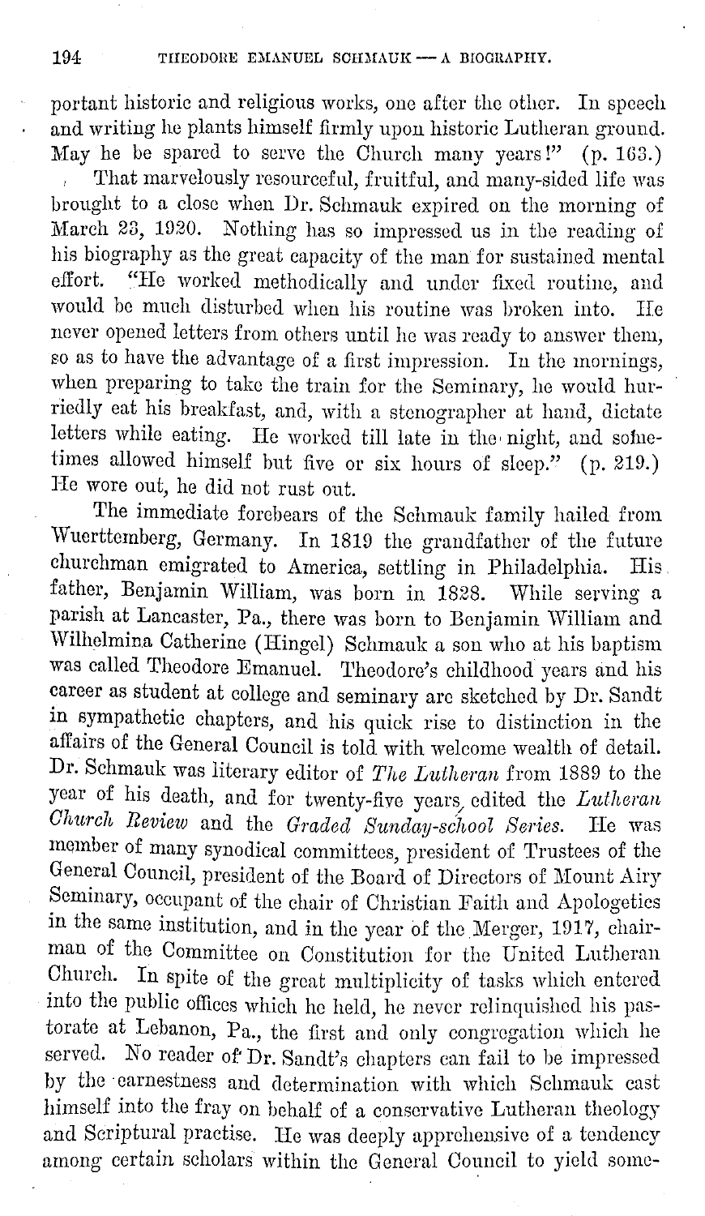portant historic and religious works, one after the other. In speech and writing he plants himself firmly upon historic Lutheran ground. May he be spared to serve the Church many years!" (p. 163.)

That marvelously resourceful, fruitful, and many-sided life was brought to a close when Dr. Schmauk expired on the morning of March 23, 1920. Nothing has so impressed us in the reading of his biography as the great capacity of the man for sustained mental effort. "He worked methodically and under fixed routine, and would be much disturbed when his routine was broken into. He never opened letters from others until he was ready to answer them, so as to have the advantage of a first impression. In the mornings, when preparing to take the train for the Seminary, he would hurriedly eat his breakfast, and, with a stenographer at hand, dictate letters while eating. He worked till late in the night, and sometimes allowed himself but five or six hours of sleep." (p. 219.) He wore out, he did not rust out.

The immediate forebears of the Schmauk family hailed from Wuerttemberg, Germany. In 1819 the grandfather of the future churchman emigrated to America, settling in Philadelphia. His father, Benjamin William, was born in 1828. While serving a parish at Lancaster, Pa., there was born to Benjamin William and Wilhelmina Catherine (Hingel) Schmauk a son who at his baptism was called Theodore Emanuel. Theodore's childhood years and his career as student at college and seminary are sketched by Dr. Sandt in sympathetic chapters, and his quick rise to distinction in the affairs of the General Council is told with welcome wealth of detail. Dr. Schmauk was literary editor of *The Lutheran* from 1889 to the year of his death, and for twenty-five years, edited the *Lutheran Church Review* and the *Graded Sunday-school Series*. He was member of many synodical committees, president of Trustees of the General Council, president of the Board of Directors of Mount Airy Seminary, occupant of the chair of Christian Faith and Apologetics in the same institution, and in the year of the Merger, 1917, chairman of the Committee on Constitution for the United Lutheran Church. In spite of the great multiplicity of tasks which entered into the public offices which he held, he never relinquished his pastorate at Lebanon, Pa., the first and only congregation which he served. No reader of Dr. Sandt's chapters can fail to be impressed by the earnestness and determination with which Schmauk cast himself into the fray on behalf of a conservative Lutheran theology and Scriptural practise. He was deeply apprehensive of a tendency among certain scholars within the General Council to yield some-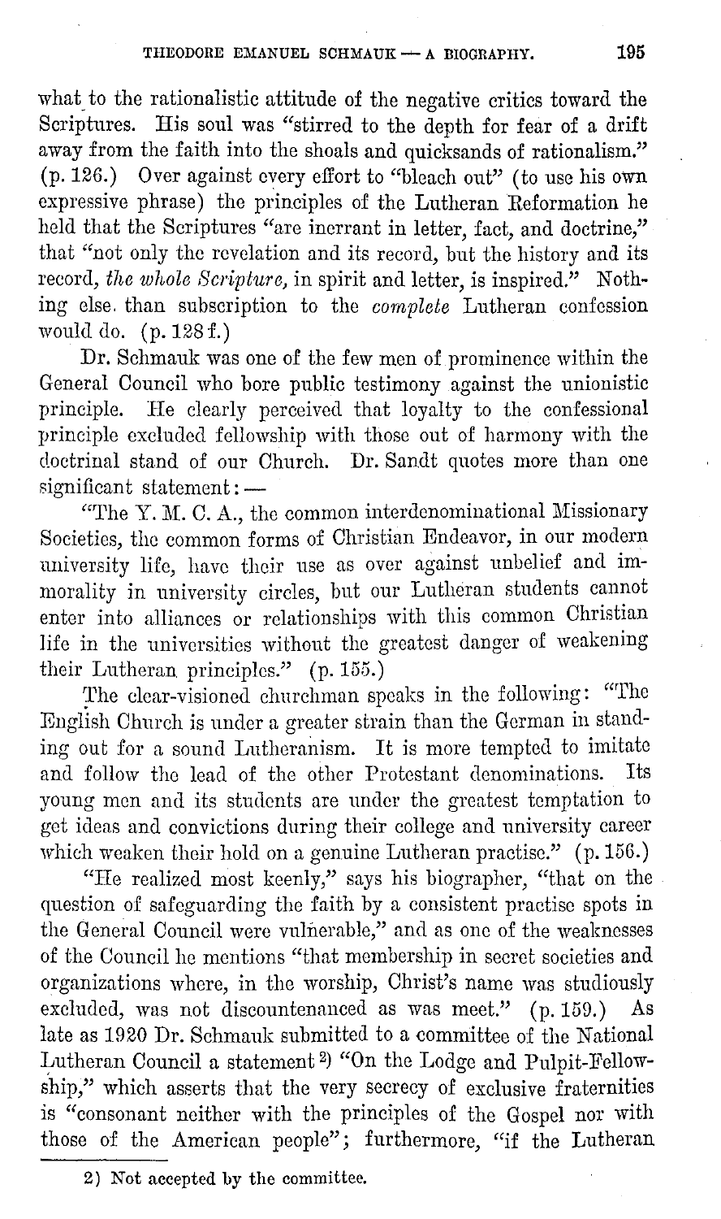what to the rationalistic attitude of the negative critics toward the Scriptures. His soul was "stirred to the depth for fear of a drift away from the faith into the shoals and quicksands of rationalism." (p. 126.) Over against every effort to "bleach out" (to use his own expressive phrase) the principles of the Lutheran Reformation he held that the Scriptures "are inerrant in letter, fact, and doctrine," that "not only the revelation and its record, but the history and its record, *the whole Scripture,* in spirit and letter, is inspired." Nothing else than subscription to the *complete* Lutheran confession would do. (p. 128 f.)

Dr. Schmauk was one of the few men of prominence within the General Council who bore public testimony against the unionistic principle. He clearly perceived that loyalty to the confessional principle excluded fellowship with those out of harmony with the doctrinal stand of our Church. Dr. Sandt quotes more than one significant statement: —

"The Y. M. C. A., the common interdenominational Missionary Societies, the common forms of Christian Endeavor, in our modern university life, have their use as over against unbelief and immorality in university circles, but our Lutheran students cannot enter into alliances or relationships with this common Christian life in the universities without the greatest danger of weakening their Lutheran principles." (p. 155.)

The clear-visioned churchman speaks in the following: "The English Church is under a greater strain than the German in standing out for a sound Lutheranism. It is more tempted to imitate and follow the lead of the other Protestant denominations. Its young men and its students are under the greatest temptation to get ideas and convictions during their college and university career which weaken their hold on a genuine Lutheran practise." (p. 156.)

"He realized most keenly," says his biographer, "that on the question of safeguarding the faith by a consistent practise spots in the General Council were vulnerable," and as one of the weaknesses of the Council he mentions "that membership in secret societies and organizations where, in the worship, Christ's name was studiously excluded, was not discountenanced as was meet." (p. 159.) As late as 1920 Dr. Schmauk submitted to a committee of the National Lutheran Council a statement [2] "On the Lodge and Pulpit-Fellowship," which asserts that the very secrecy of exclusive fraternities is "consonant neither with the principles of the Gospel nor with those of the American people"; furthermore, "if the Lutheran

---

2) Not accepted by the committee.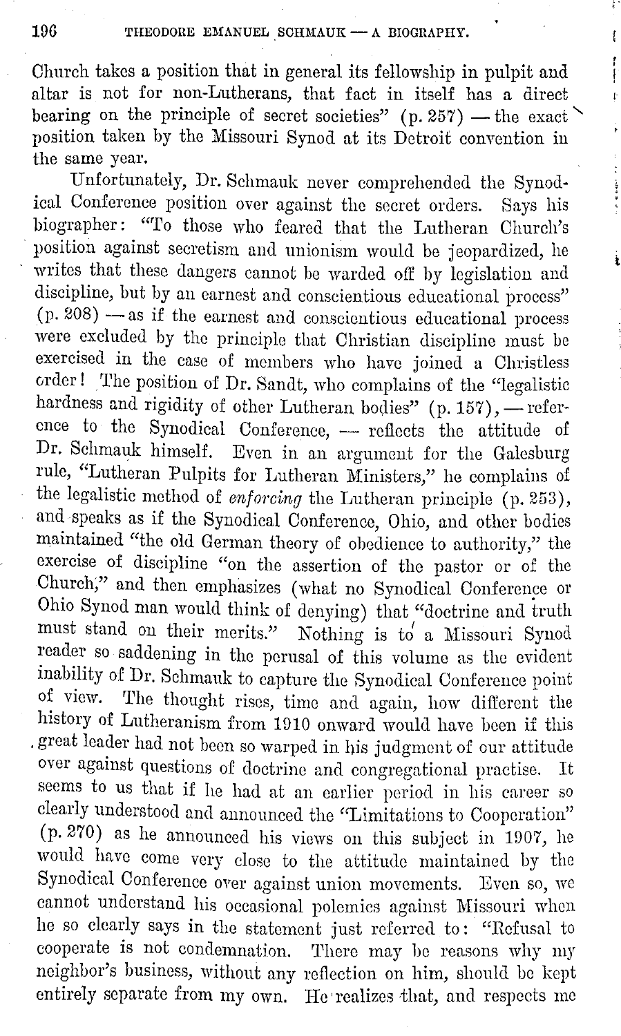Church takes a position that in general its fellowship in pulpit and altar is not for non-Lutherans, that fact in itself has a direct bearing on the principle of secret societies" (p. 257) — the exact position taken by the Missouri Synod at its Detroit convention in the same year.

Unfortunately, Dr. Schmauk never comprehended the Synodical Conference position over against the secret orders. Says his biographer: "To those who feared that the Lutheran Church's position against secretism and unionism would be jeopardized, he writes that these dangers cannot be warded off by legislation and discipline, but by an earnest and conscientious educational process" (p. 208) — as if the earnest and conscientious educational process were excluded by the principle that Christian discipline must be exercised in the case of members who have joined a Christless order! The position of Dr. Sandt, who complains of the "legalistic hardness and rigidity of other Lutheran bodies" (p. 157), — reference to the Synodical Conference, — reflects the attitude of Dr. Schmauk himself. Even in an argument for the Galesburg rule, "Lutheran Pulpits for Lutheran Ministers," he complains of the legalistic method of *enforcing* the Lutheran principle (p. 253), and speaks as if the Synodical Conference, Ohio, and other bodies maintained "the old German theory of obedience to authority," the exercise of discipline "on the assertion of the pastor or of the Church," and then emphasizes (what no Synodical Conference or Ohio Synod man would think of denying) that "doctrine and truth must stand on their merits." Nothing is to a Missouri Synod reader so saddening in the perusal of this volume as the evident inability of Dr. Schmauk to capture the Synodical Conference point of view. The thought rises, time and again, how different the history of Lutheranism from 1910 onward would have been if this great leader had not been so warped in his judgment of our attitude over against questions of doctrine and congregational practise. It seems to us that if he had at an earlier period in his career so clearly understood and announced the "Limitations to Cooperation" (p. 270) as he announced his views on this subject in 1907, he would have come very close to the attitude maintained by the Synodical Conference over against union movements. Even so, we cannot understand his occasional polemics against Missouri when he so clearly says in the statement just referred to: "Refusal to cooperate is not condemnation. There may be reasons why my neighbor's business, without any reflection on him, should be kept entirely separate from my own. He realizes that, and respects me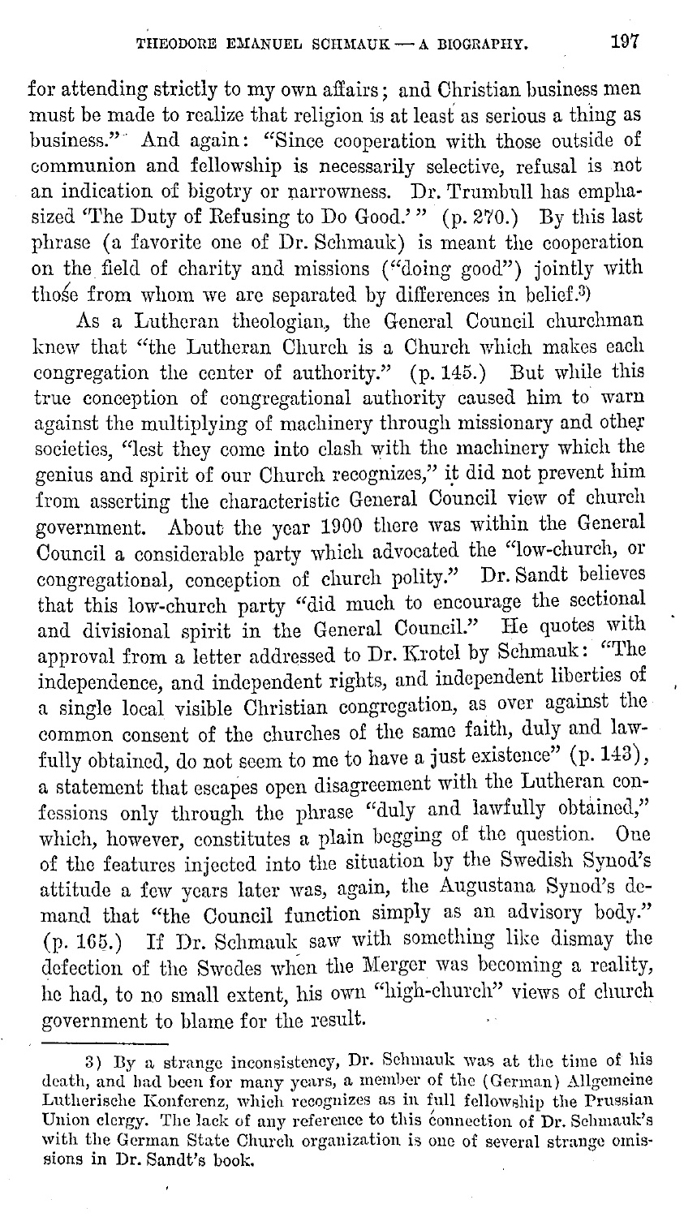for attending strictly to my own affairs; and Christian business men must be made to realize that religion is at least as serious a thing as business." And again: "Since cooperation with those outside of communion and fellowship is necessarily selective, refusal is not an indication of bigotry or narrowness. Dr. Trumbull has emphasized 'The Duty of Refusing to Do Good.'" (p. 270.) By this last phrase (a favorite one of Dr. Schmauk) is meant the cooperation on the field of charity and missions ("doing good") jointly with those from whom we are separated by differences in belief.[3]

As a Lutheran theologian, the General Council churchman knew that "the Lutheran Church is a Church which makes each congregation the center of authority." (p. 145.) But while this true conception of congregational authority caused him to warn against the multiplying of machinery through missionary and other societies, "lest they come into clash with the machinery which the genius and spirit of our Church recognizes," it did not prevent him from asserting the characteristic General Council view of church government. About the year 1900 there was within the General Council a considerable party which advocated the "low-church, or congregational, conception of church polity." Dr. Sandt believes that this low-church party "did much to encourage the sectional and divisional spirit in the General Council." He quotes with approval from a letter addressed to Dr. Krotel by Schmauk: "The independence, and independent rights, and independent liberties of a single local visible Christian congregation, as over against the common consent of the churches of the same faith, duly and lawfully obtained, do not seem to me to have a just existence" (p. 143), a statement that escapes open disagreement with the Lutheran confessions only through the phrase "duly and lawfully obtained," which, however, constitutes a plain begging of the question. One of the features injected into the situation by the Swedish Synod's attitude a few years later was, again, the Augustana Synod's demand that "the Council function simply as an advisory body." (p. 165.) If Dr. Schmauk saw with something like dismay the defection of the Swedes when the Merger was becoming a reality, he had, to no small extent, his own "high-church" views of church government to blame for the result.

---

3) By a strange inconsistency, Dr. Schmauk was at the time of his death, and had been for many years, a member of the (German) Allgemeine Lutherische Konferenz, which recognizes as in full fellowship the Prussian Union clergy. The lack of any reference to this connection of Dr. Schmauk's with the German State Church organization is one of several strange omissions in Dr. Sandt's book.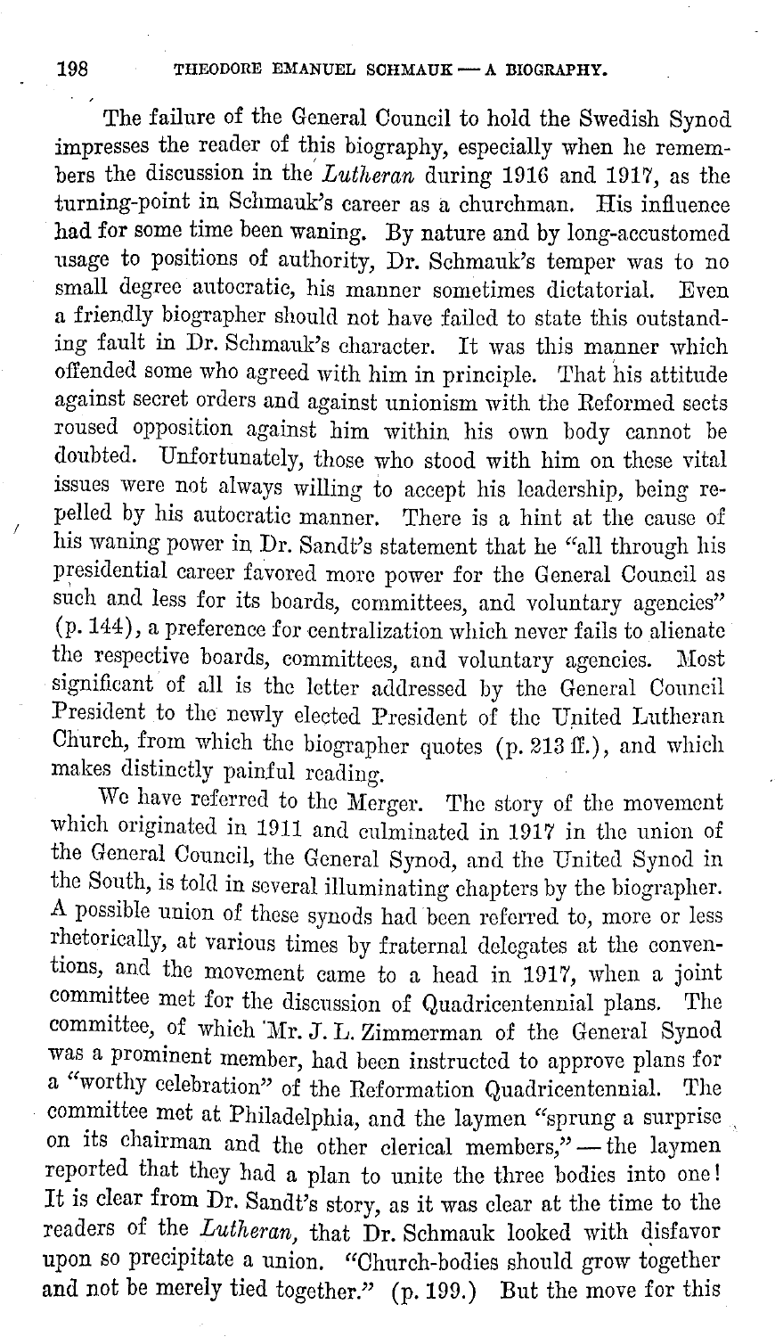The failure of the General Council to hold the Swedish Synod impresses the reader of this biography, especially when he remembers the discussion in the *Lutheran* during 1916 and 1917, as the turning-point in Schmauk's career as a churchman. His influence had for some time been waning. By nature and by long-accustomed usage to positions of authority, Dr. Schmauk's temper was to no small degree autocratic, his manner sometimes dictatorial. Even a friendly biographer should not have failed to state this outstanding fault in Dr. Schmauk's character. It was this manner which offended some who agreed with him in principle. That his attitude against secret orders and against unionism with the Reformed sects roused opposition against him within his own body cannot be doubted. Unfortunately, those who stood with him on these vital issues were not always willing to accept his leadership, being repelled by his autocratic manner. There is a hint at the cause of his waning power in Dr. Sandt's statement that he "all through his presidential career favored more power for the General Council as such and less for its boards, committees, and voluntary agencies" (p. 144), a preference for centralization which never fails to alienate the respective boards, committees, and voluntary agencies. Most significant of all is the letter addressed by the General Council President to the newly elected President of the United Lutheran Church, from which the biographer quotes (p. 213 ff.), and which makes distinctly painful reading.

We have referred to the Merger. The story of the movement which originated in 1911 and culminated in 1917 in the union of the General Council, the General Synod, and the United Synod in the South, is told in several illuminating chapters by the biographer. A possible union of these synods had been referred to, more or less rhetorically, at various times by fraternal delegates at the conventions, and the movement came to a head in 1917, when a joint committee met for the discussion of Quadricentennial plans. The committee, of which Mr. J. L. Zimmerman of the General Synod was a prominent member, had been instructed to approve plans for a "worthy celebration" of the Reformation Quadricentennial. The committee met at Philadelphia, and the laymen "sprung a surprise on its chairman and the other clerical members," — the laymen reported that they had a plan to unite the three bodies into one! It is clear from Dr. Sandt's story, as it was clear at the time to the readers of the *Lutheran*, that Dr. Schmauk looked with disfavor upon so precipitate a union. "Church-bodies should grow together and not be merely tied together." (p. 199.) But the move for this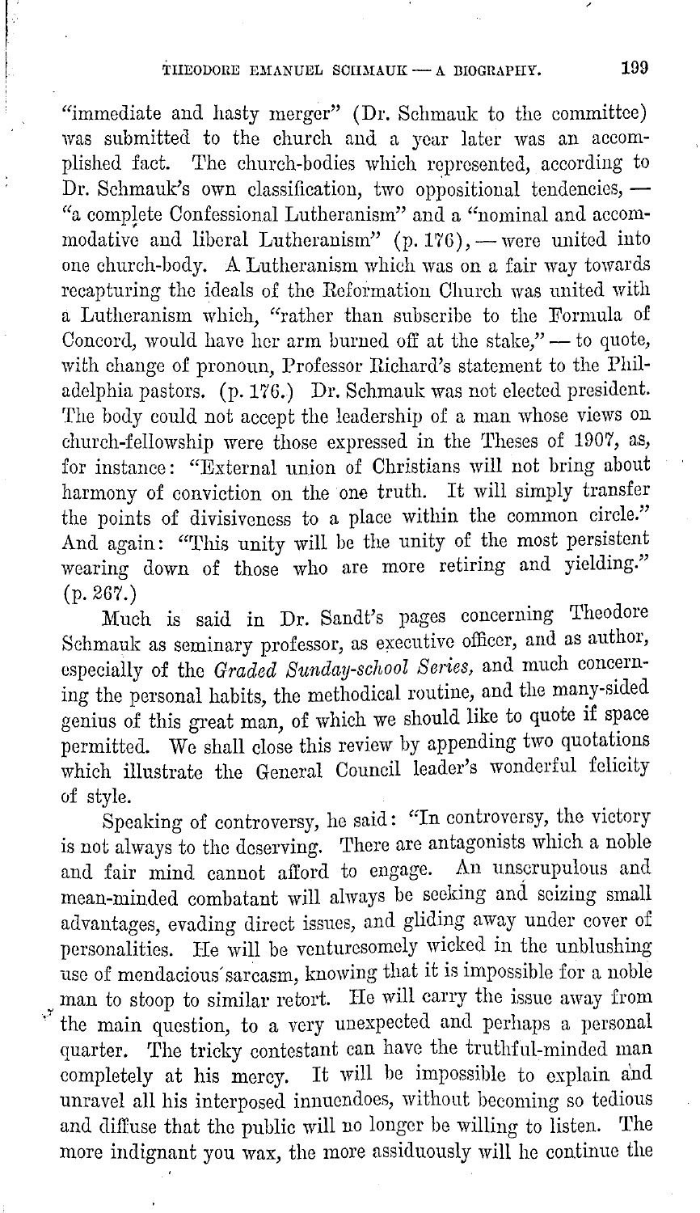"immediate and hasty merger" (Dr. Schmauk to the committee) was submitted to the church and a year later was an accomplished fact. The church-bodies which represented, according to Dr. Schmauk's own classification, two oppositional tendencies, — "a complete Confessional Lutheranism" and a "nominal and accommodative and liberal Lutheranism" (p. 176), — were united into one church-body. A Lutheranism which was on a fair way towards recapturing the ideals of the Reformation Church was united with a Lutheranism which, "rather than subscribe to the Formula of Concord, would have her arm burned off at the stake," — to quote, with change of pronoun, Professor Richard's statement to the Philadelphia pastors. (p. 176.) Dr. Schmauk was not elected president. The body could not accept the leadership of a man whose views on church-fellowship were those expressed in the Theses of 1907, as, for instance: "External union of Christians will not bring about harmony of conviction on the one truth. It will simply transfer the points of divisiveness to a place within the common circle." And again: "This unity will be the unity of the most persistent wearing down of those who are more retiring and yielding." (p. 267.)

Much is said in Dr. Sandt's pages concerning Theodore Schmauk as seminary professor, as executive officer, and as author, especially of the *Graded Sunday-school Series,* and much concerning the personal habits, the methodical routine, and the many-sided genius of this great man, of which we should like to quote if space permitted. We shall close this review by appending two quotations which illustrate the General Council leader's wonderful felicity of style.

Speaking of controversy, he said: "In controversy, the victory is not always to the deserving. There are antagonists which a noble and fair mind cannot afford to engage. An unscrupulous and mean-minded combatant will always be seeking and seizing small advantages, evading direct issues, and gliding away under cover of personalities. He will be venturesomely wicked in the unblushing use of mendacious sarcasm, knowing that it is impossible for a noble man to stoop to similar retort. He will carry the issue away from the main question, to a very unexpected and perhaps a personal quarter. The tricky contestant can have the truthful-minded man completely at his mercy. It will be impossible to explain and unravel all his interposed innuendoes, without becoming so tedious and diffuse that the public will no longer be willing to listen. The more indignant you wax, the more assiduously will he continue the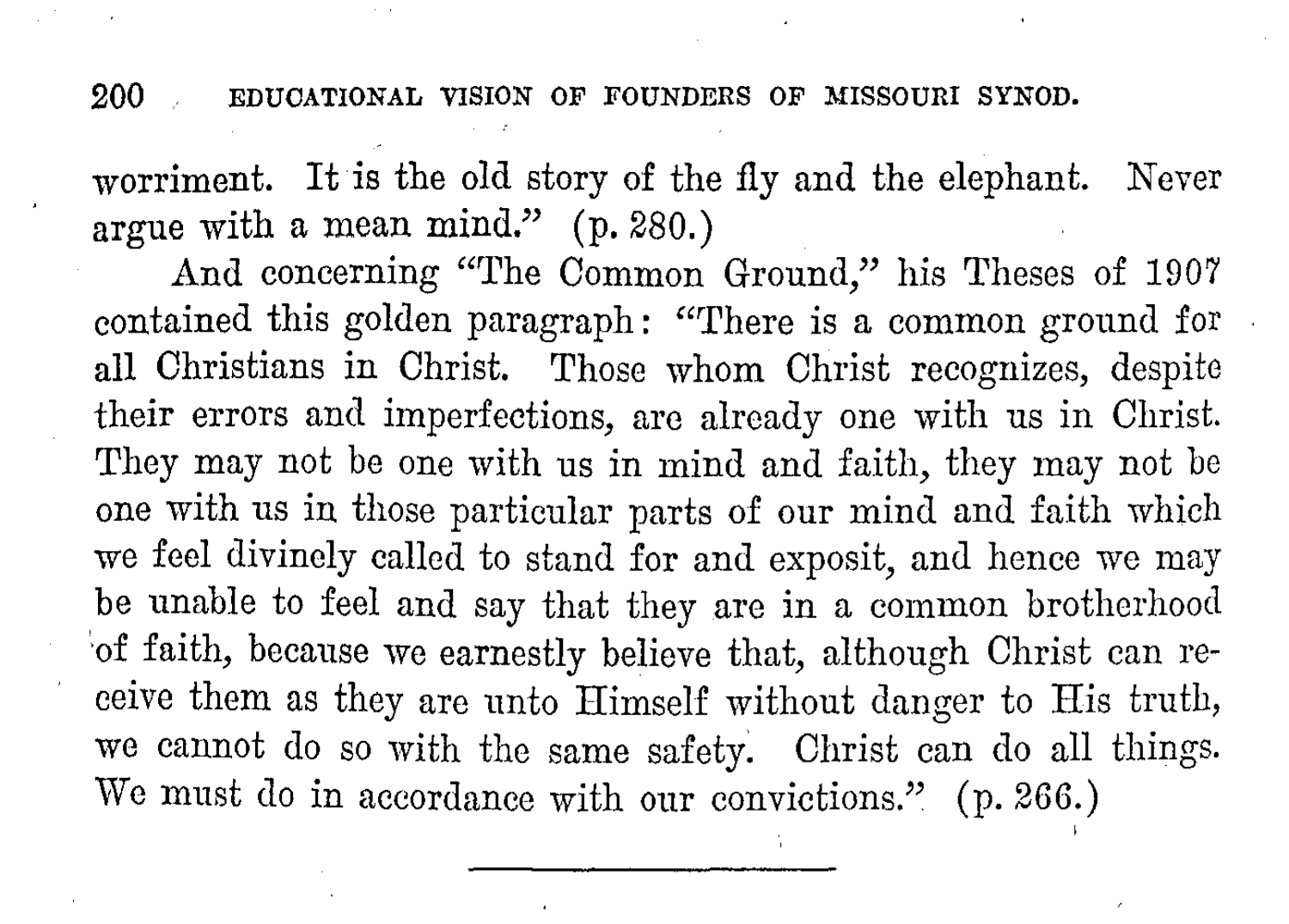worriment. It is the old story of the fly and the elephant. Never argue with a mean mind." (p. 280.)

And concerning "The Common Ground," his Theses of 1907 contained this golden paragraph: "There is a common ground for all Christians in Christ. Those whom Christ recognizes, despite their errors and imperfections, are already one with us in Christ. They may not be one with us in mind and faith, they may not be one with us in those particular parts of our mind and faith which we feel divinely called to stand for and exposit, and hence we may be unable to feel and say that they are in a common brotherhood of faith, because we earnestly believe that, although Christ can receive them as they are unto Himself without danger to His truth, we cannot do so with the same safety. Christ can do all things. We must do in accordance with our convictions." (p. 266.)

---